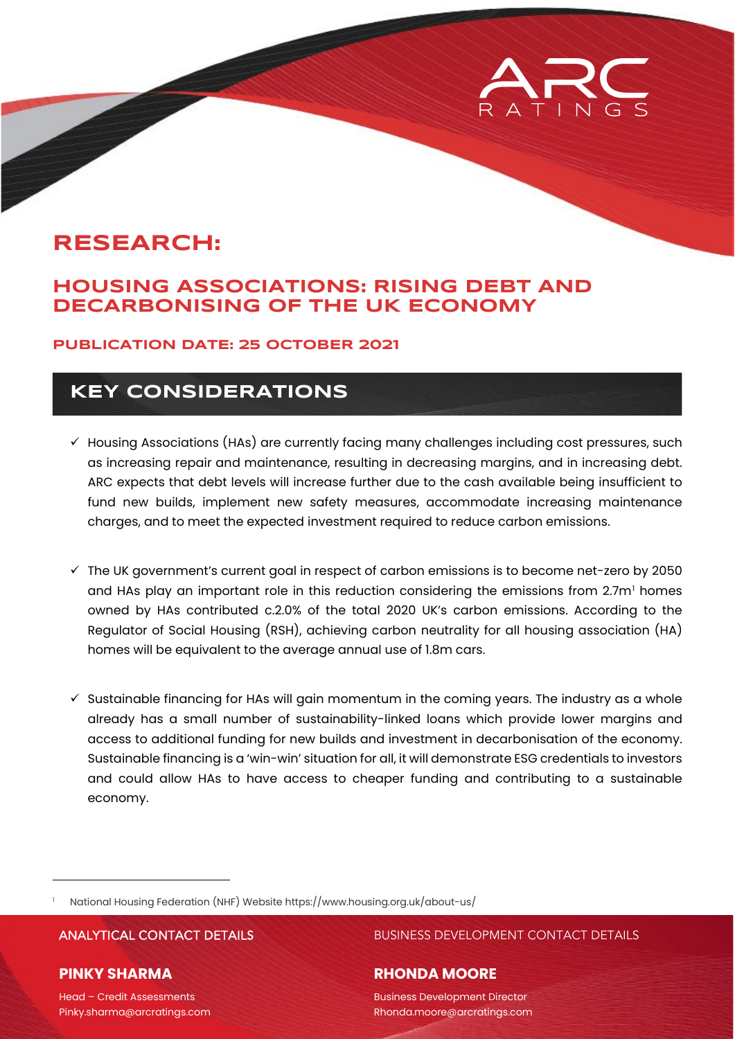# RESEARCH:

## HOUSING ASSOCIATIONS: RISING DEBT AND DECARBONISING OF THE UK ECONOMY

**PUBLICATION DATE: 25 OCTOBER 2021**

## KEY CONSIDERATIONS

- ✓ Housing Associations (HAs) are currently facing many challenges including cost pressures, such as increasing repair and maintenance, resulting in decreasing margins, and in increasing debt. ARC expects that debt levels will increase further due to the cash available being insufficient to fund new builds, implement new safety measures, accommodate increasing maintenance charges, and to meet the expected investment required to reduce carbon emissions.

- ✓ The UK government's current goal in respect of carbon emissions is to become net-zero by 2050 and HAs play an important role in this reduction considering the emissions from 2.7m[1] homes owned by HAs contributed c.2.0% of the total 2020 UK's carbon emissions. According to the Regulator of Social Housing (RSH), achieving carbon neutrality for all housing association (HA) homes will be equivalent to the average annual use of 1.8m cars.

- ✓ Sustainable financing for HAs will gain momentum in the coming years. The industry as a whole already has a small number of sustainability-linked loans which provide lower margins and access to additional funding for new builds and investment in decarbonisation of the economy. Sustainable financing is a 'win-win' situation for all, it will demonstrate ESG credentials to investors and could allow HAs to have access to cheaper funding and contributing to a sustainable economy.

[1] National Housing Federation (NHF) Website https://www.housing.org.uk/about-us/

ANALYTICAL CONTACT DETAILS

**PINKY SHARMA**

Head – Credit Assessments
Pinky.sharma@arcratings.com

BUSINESS DEVELOPMENT CONTACT DETAILS

**RHONDA MOORE**

Business Development Director
Rhonda.moore@arcratings.com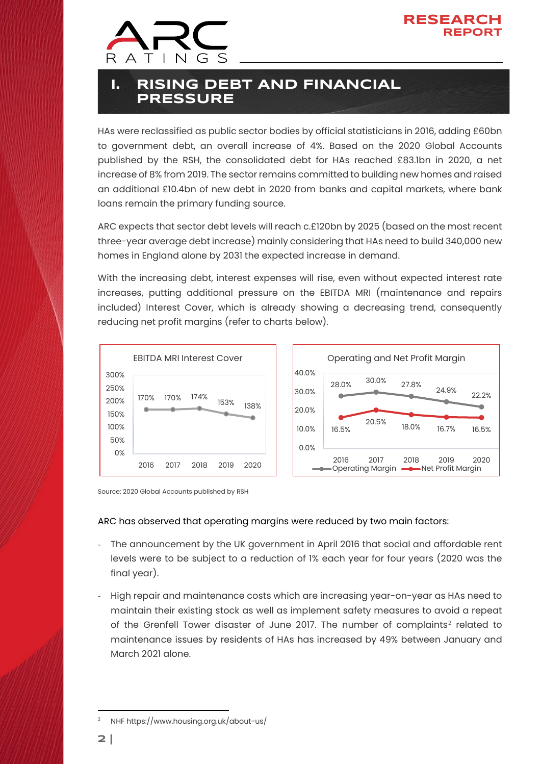# I. RISING DEBT AND FINANCIAL PRESSURE

HAs were reclassified as public sector bodies by official statisticians in 2016, adding £60bn to government debt, an overall increase of 4%. Based on the 2020 Global Accounts published by the RSH, the consolidated debt for HAs reached £83.1bn in 2020, a net increase of 8% from 2019. The sector remains committed to building new homes and raised an additional £10.4bn of new debt in 2020 from banks and capital markets, where bank loans remain the primary funding source.

ARC expects that sector debt levels will reach c.£120bn by 2025 (based on the most recent three-year average debt increase) mainly considering that HAs need to build 340,000 new homes in England alone by 2031 the expected increase in demand.

With the increasing debt, interest expenses will rise, even without expected interest rate increases, putting additional pressure on the EBITDA MRI (maintenance and repairs included) Interest Cover, which is already showing a decreasing trend, consequently reducing net profit margins (refer to charts below).

**EBITDA MRI Interest Cover**

| Year | EBITDA MRI Interest Cover |
|---|---|
| 2016 | 170% |
| 2017 | 170% |
| 2018 | 174% |
| 2019 | 153% |
| 2020 | 138% |

**Operating and Net Profit Margin**

| Year | Operating Margin | Net Profit Margin |
|---|---|---|
| 2016 | 28.0% | 16.5% |
| 2017 | 30.0% | 20.5% |
| 2018 | 27.8% | 18.0% |
| 2019 | 24.9% | 16.7% |
| 2020 | 22.2% | 16.5% |

Source: 2020 Global Accounts published by RSH

ARC has observed that operating margins were reduced by two main factors:

- The announcement by the UK government in April 2016 that social and affordable rent levels were to be subject to a reduction of 1% each year for four years (2020 was the final year).
- High repair and maintenance costs which are increasing year-on-year as HAs need to maintain their existing stock as well as implement safety measures to avoid a repeat of the Grenfell Tower disaster of June 2017. The number of complaints[2] related to maintenance issues by residents of HAs has increased by 49% between January and March 2021 alone.

[2] NHF https://www.housing.org.uk/about-us/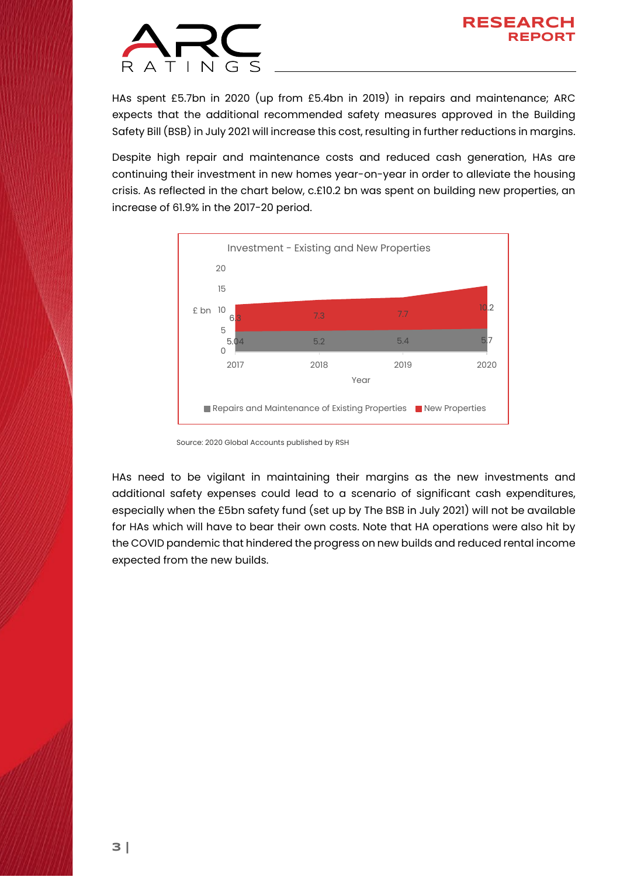HAs spent £5.7bn in 2020 (up from £5.4bn in 2019) in repairs and maintenance; ARC expects that the additional recommended safety measures approved in the Building Safety Bill (BSB) in July 2021 will increase this cost, resulting in further reductions in margins.

Despite high repair and maintenance costs and reduced cash generation, HAs are continuing their investment in new homes year-on-year in order to alleviate the housing crisis. As reflected in the chart below, c.£10.2 bn was spent on building new properties, an increase of 61.9% in the 2017-20 period.

**Investment - Existing and New Properties**

| Year | Repairs and Maintenance of Existing Properties (£ bn) | New Properties (£ bn) |
|---|---|---|
| 2017 | 5.04 | 6.3 |
| 2018 | 5.2 | 7.3 |
| 2019 | 5.4 | 7.7 |
| 2020 | 5.7 | 10.2 |

Source: 2020 Global Accounts published by RSH

HAs need to be vigilant in maintaining their margins as the new investments and additional safety expenses could lead to a scenario of significant cash expenditures, especially when the £5bn safety fund (set up by The BSB in July 2021) will not be available for HAs which will have to bear their own costs. Note that HA operations were also hit by the COVID pandemic that hindered the progress on new builds and reduced rental income expected from the new builds.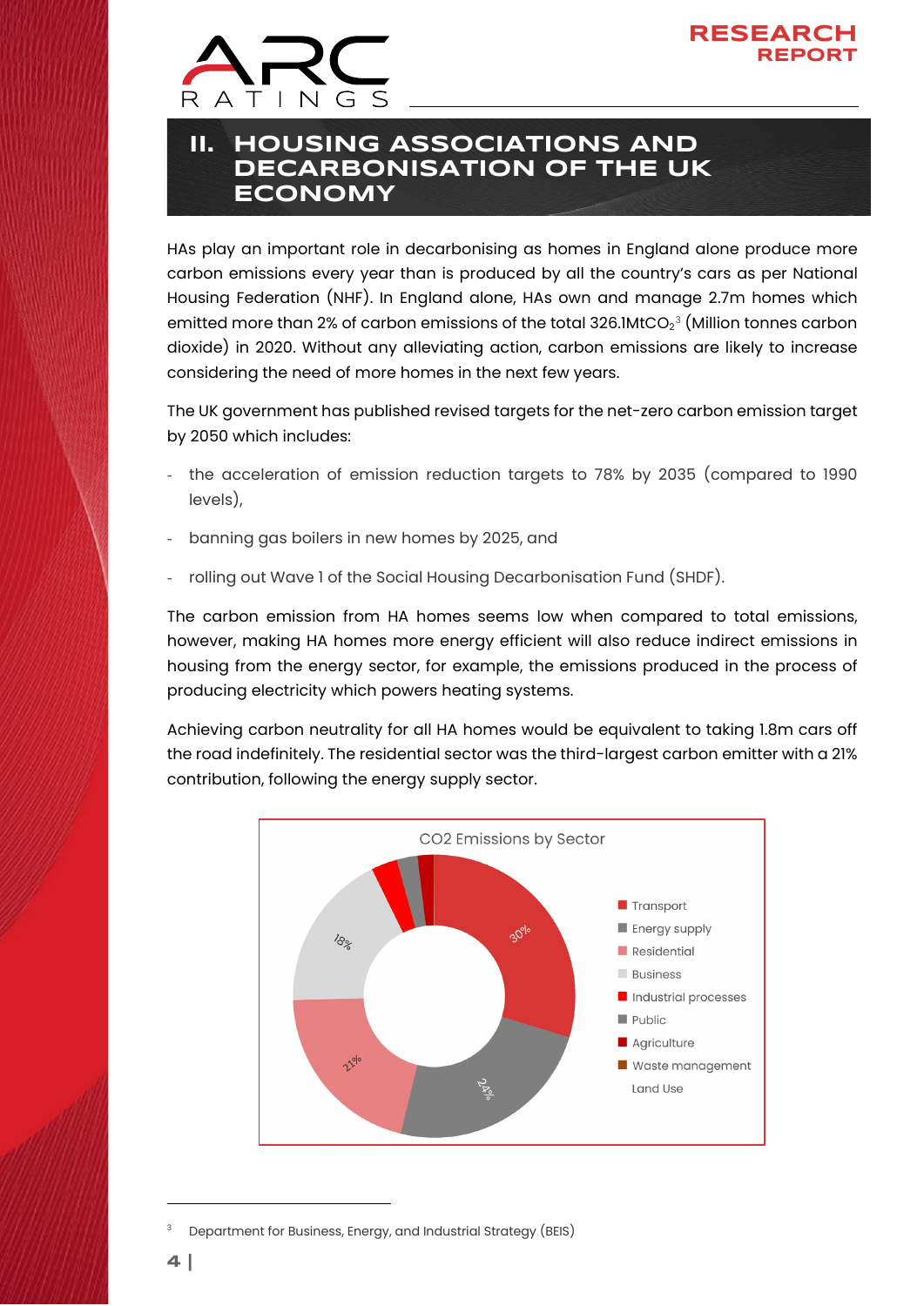## II. HOUSING ASSOCIATIONS AND DECARBONISATION OF THE UK ECONOMY

HAs play an important role in decarbonising as homes in England alone produce more carbon emissions every year than is produced by all the country's cars as per National Housing Federation (NHF). In England alone, HAs own and manage 2.7m homes which emitted more than 2% of carbon emissions of the total 326.1Mt$CO_2$[3] (Million tonnes carbon dioxide) in 2020. Without any alleviating action, carbon emissions are likely to increase considering the need of more homes in the next few years.

The UK government has published revised targets for the net-zero carbon emission target by 2050 which includes:

- the acceleration of emission reduction targets to 78% by 2035 (compared to 1990 levels),
- banning gas boilers in new homes by 2025, and
- rolling out Wave 1 of the Social Housing Decarbonisation Fund (SHDF).

The carbon emission from HA homes seems low when compared to total emissions, however, making HA homes more energy efficient will also reduce indirect emissions in housing from the energy sector, for example, the emissions produced in the process of producing electricity which powers heating systems.

Achieving carbon neutrality for all HA homes would be equivalent to taking 1.8m cars off the road indefinitely. The residential sector was the third-largest carbon emitter with a 21% contribution, following the energy supply sector.

CO2 Emissions by Sector

| Sector | Share |
| --- | --- |
| Transport | 30% |
| Energy supply | 24% |
| Residential | 21% |
| Business | 18% |
| Industrial processes | |
| Public | |
| Agriculture | |
| Waste management | |
| Land Use | |

[3] Department for Business, Energy, and Industrial Strategy (BEIS)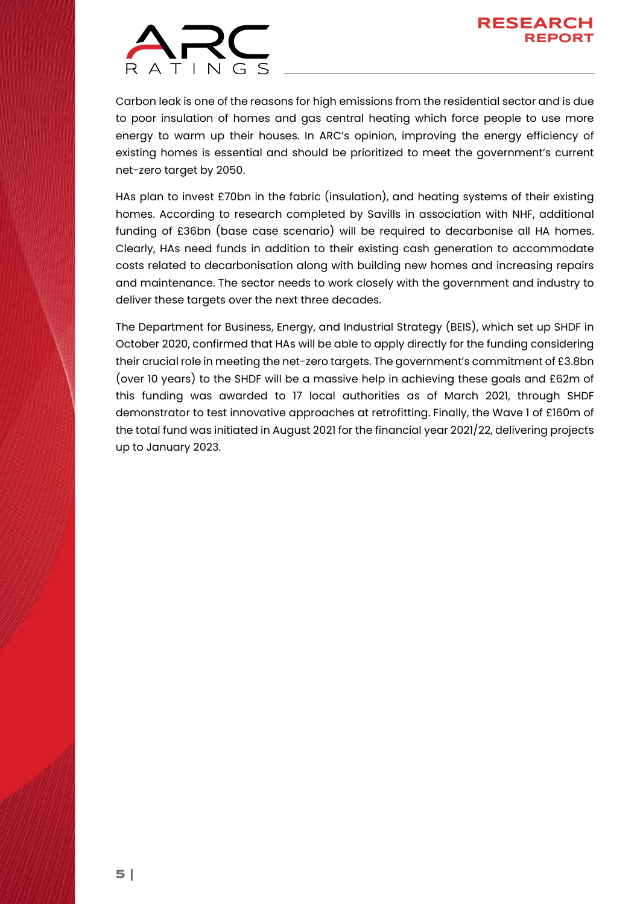Carbon leak is one of the reasons for high emissions from the residential sector and is due to poor insulation of homes and gas central heating which force people to use more energy to warm up their houses. In ARC's opinion, improving the energy efficiency of existing homes is essential and should be prioritized to meet the government's current net-zero target by 2050.

HAs plan to invest £70bn in the fabric (insulation), and heating systems of their existing homes. According to research completed by Savills in association with NHF, additional funding of £36bn (base case scenario) will be required to decarbonise all HA homes. Clearly, HAs need funds in addition to their existing cash generation to accommodate costs related to decarbonisation along with building new homes and increasing repairs and maintenance. The sector needs to work closely with the government and industry to deliver these targets over the next three decades.

The Department for Business, Energy, and Industrial Strategy (BEIS), which set up SHDF in October 2020, confirmed that HAs will be able to apply directly for the funding considering their crucial role in meeting the net-zero targets. The government's commitment of £3.8bn (over 10 years) to the SHDF will be a massive help in achieving these goals and £62m of this funding was awarded to 17 local authorities as of March 2021, through SHDF demonstrator to test innovative approaches at retrofitting. Finally, the Wave 1 of £160m of the total fund was initiated in August 2021 for the financial year 2021/22, delivering projects up to January 2023.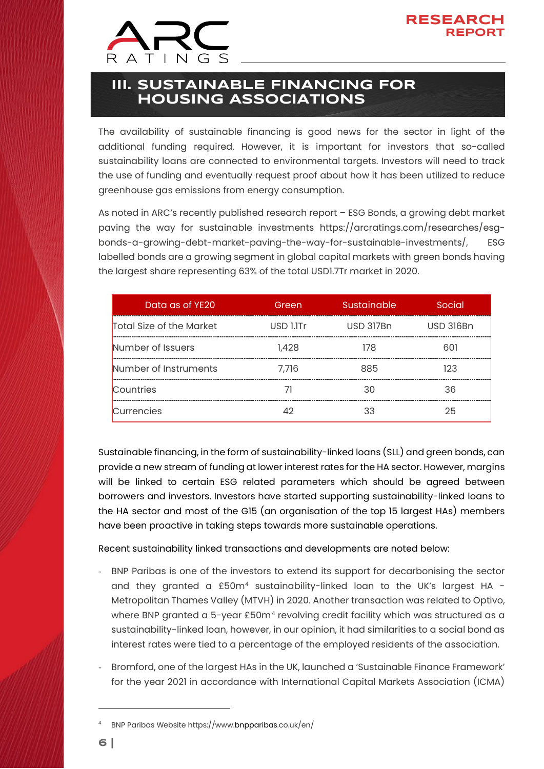## III. SUSTAINABLE FINANCING FOR HOUSING ASSOCIATIONS

The availability of sustainable financing is good news for the sector in light of the additional funding required. However, it is important for investors that so-called sustainability loans are connected to environmental targets. Investors will need to track the use of funding and eventually request proof about how it has been utilized to reduce greenhouse gas emissions from energy consumption.

As noted in ARC's recently published research report – ESG Bonds, a growing debt market paving the way for sustainable investments https://arcratings.com/researches/esg-bonds-a-growing-debt-market-paving-the-way-for-sustainable-investments/, ESG labelled bonds are a growing segment in global capital markets with green bonds having the largest share representing 63% of the total USD1.7Tr market in 2020.

| Data as of YE20 | Green | Sustainable | Social |
| --- | --- | --- | --- |
| Total Size of the Market | USD 1.1Tr | USD 317Bn | USD 316Bn |
| Number of Issuers | 1,428 | 178 | 601 |
| Number of Instruments | 7,716 | 885 | 123 |
| Countries | 71 | 30 | 36 |
| Currencies | 42 | 33 | 25 |

Sustainable financing, in the form of sustainability-linked loans (SLL) and green bonds, can provide a new stream of funding at lower interest rates for the HA sector. However, margins will be linked to certain ESG related parameters which should be agreed between borrowers and investors. Investors have started supporting sustainability-linked loans to the HA sector and most of the G15 (an organisation of the top 15 largest HAs) members have been proactive in taking steps towards more sustainable operations.

Recent sustainability linked transactions and developments are noted below:

- BNP Paribas is one of the investors to extend its support for decarbonising the sector and they granted a £50m[4] sustainability-linked loan to the UK's largest HA - Metropolitan Thames Valley (MTVH) in 2020. Another transaction was related to Optivo, where BNP granted a 5-year £50m[4] revolving credit facility which was structured as a sustainability-linked loan, however, in our opinion, it had similarities to a social bond as interest rates were tied to a percentage of the employed residents of the association.
- Bromford, one of the largest HAs in the UK, launched a 'Sustainable Finance Framework' for the year 2021 in accordance with International Capital Markets Association (ICMA)

[4] BNP Paribas Website https://www.bnpparibas.co.uk/en/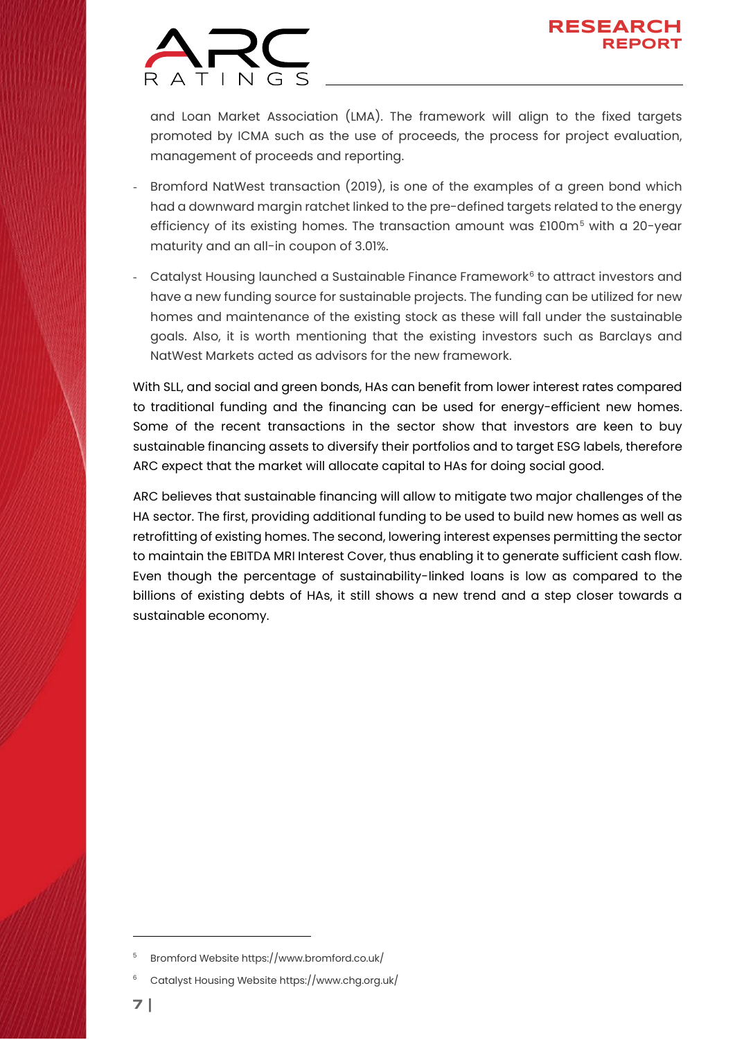and Loan Market Association (LMA). The framework will align to the fixed targets promoted by ICMA such as the use of proceeds, the process for project evaluation, management of proceeds and reporting.

- Bromford NatWest transaction (2019), is one of the examples of a green bond which had a downward margin ratchet linked to the pre-defined targets related to the energy efficiency of its existing homes. The transaction amount was £100m[5] with a 20-year maturity and an all-in coupon of 3.01%.
- Catalyst Housing launched a Sustainable Finance Framework[6] to attract investors and have a new funding source for sustainable projects. The funding can be utilized for new homes and maintenance of the existing stock as these will fall under the sustainable goals. Also, it is worth mentioning that the existing investors such as Barclays and NatWest Markets acted as advisors for the new framework.

With SLL, and social and green bonds, HAs can benefit from lower interest rates compared to traditional funding and the financing can be used for energy-efficient new homes. Some of the recent transactions in the sector show that investors are keen to buy sustainable financing assets to diversify their portfolios and to target ESG labels, therefore ARC expect that the market will allocate capital to HAs for doing social good.

ARC believes that sustainable financing will allow to mitigate two major challenges of the HA sector. The first, providing additional funding to be used to build new homes as well as retrofitting of existing homes. The second, lowering interest expenses permitting the sector to maintain the EBITDA MRI Interest Cover, thus enabling it to generate sufficient cash flow. Even though the percentage of sustainability-linked loans is low as compared to the billions of existing debts of HAs, it still shows a new trend and a step closer towards a sustainable economy.

[5] Bromford Website https://www.bromford.co.uk/

[6] Catalyst Housing Website https://www.chg.org.uk/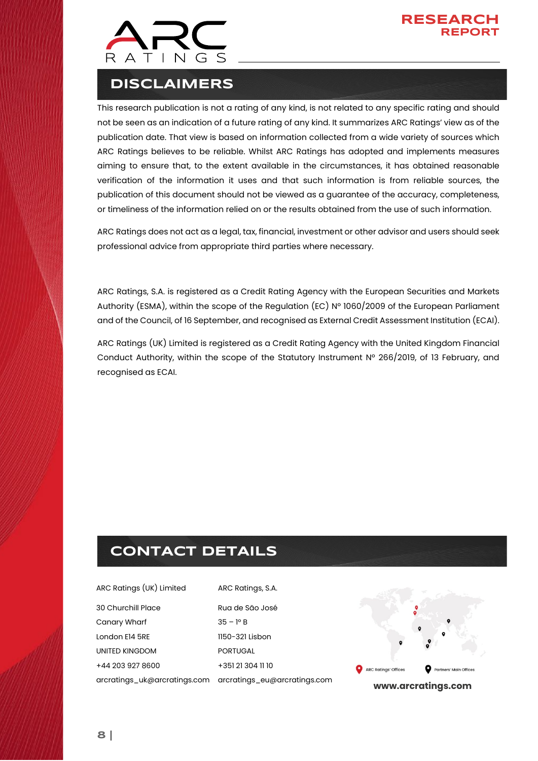## DISCLAIMERS

This research publication is not a rating of any kind, is not related to any specific rating and should not be seen as an indication of a future rating of any kind. It summarizes ARC Ratings' view as of the publication date. That view is based on information collected from a wide variety of sources which ARC Ratings believes to be reliable. Whilst ARC Ratings has adopted and implements measures aiming to ensure that, to the extent available in the circumstances, it has obtained reasonable verification of the information it uses and that such information is from reliable sources, the publication of this document should not be viewed as a guarantee of the accuracy, completeness, or timeliness of the information relied on or the results obtained from the use of such information.

ARC Ratings does not act as a legal, tax, financial, investment or other advisor and users should seek professional advice from appropriate third parties where necessary.

ARC Ratings, S.A. is registered as a Credit Rating Agency with the European Securities and Markets Authority (ESMA), within the scope of the Regulation (EC) Nº 1060/2009 of the European Parliament and of the Council, of 16 September, and recognised as External Credit Assessment Institution (ECAI).

ARC Ratings (UK) Limited is registered as a Credit Rating Agency with the United Kingdom Financial Conduct Authority, within the scope of the Statutory Instrument Nº 266/2019, of 13 February, and recognised as ECAI.

## CONTACT DETAILS

ARC Ratings (UK) Limited

30 Churchill Place
Canary Wharf
London E14 5RE
UNITED KINGDOM
+44 203 927 8600
arcratings_uk@arcratings.com

ARC Ratings, S.A.

Rua de São José
35 – 1º B
1150-321 Lisbon
PORTUGAL
+351 21 304 11 10
arcratings_eu@arcratings.com

ARC Ratings' Offices
Partners' Main Offices

www.arcratings.com